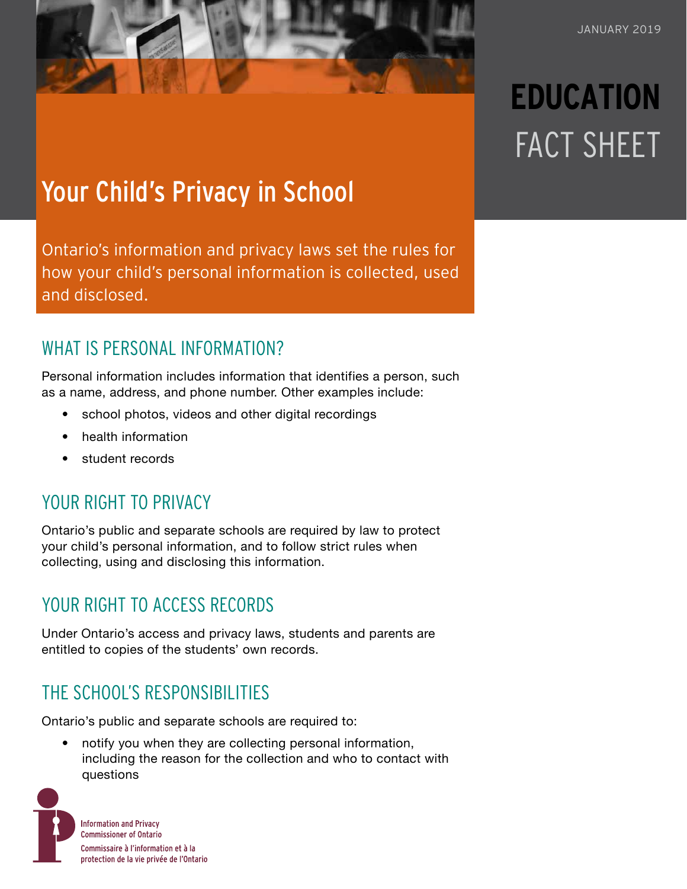JANUARY 2019

**EDUCATION** FACT SHEET

# Your Child's Privacy in School

Ontario's information and privacy laws set the rules for how your child's personal information is collected, used and disclosed.

## WHAT IS PERSONAL INFORMATION?

Personal information includes information that identifies a person, such as a name, address, and phone number. Other examples include:

- school photos, videos and other digital recordings
- health information
- student records

## YOUR RIGHT TO PRIVACY

Ontario's public and separate schools are required by law to protect your child's personal information, and to follow strict rules when collecting, using and disclosing this information.

## YOUR RIGHT TO ACCESS RECORDS

Under Ontario's access and privacy laws, students and parents are entitled to copies of the students' own records.

## THE SCHOOL'S RESPONSIBILITIES

Ontario's public and separate schools are required to:

- notify you when they are collecting personal information, including the reason for the collection and who to contact with questions

Information and Privacy Commissioner of Ontario
Commissaire à l'information et à la protection de la vie privée de l'Ontario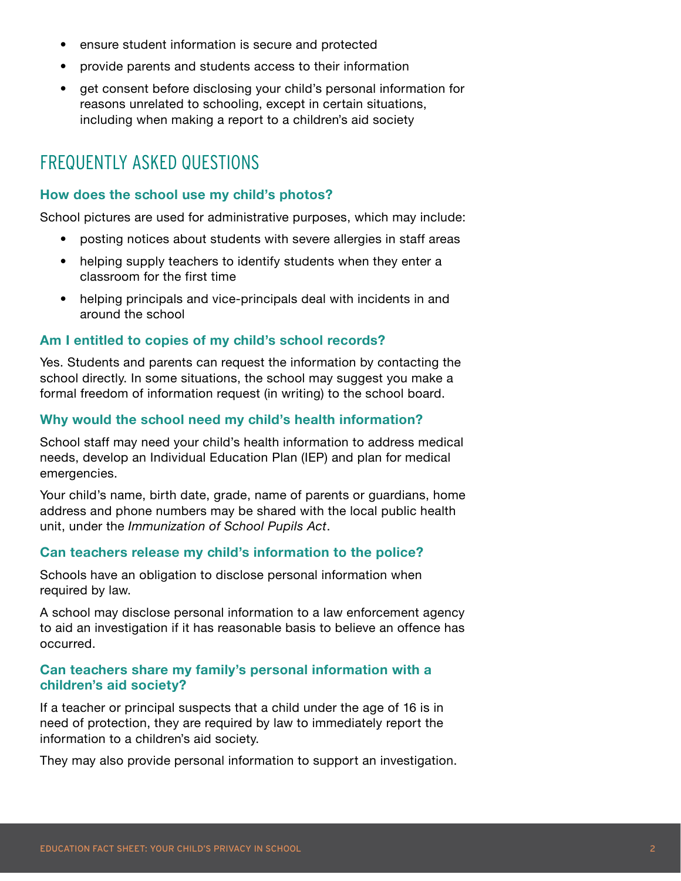- ensure student information is secure and protected
- provide parents and students access to their information
- get consent before disclosing your child's personal information for reasons unrelated to schooling, except in certain situations, including when making a report to a children's aid society

## FREQUENTLY ASKED QUESTIONS

### How does the school use my child's photos?

School pictures are used for administrative purposes, which may include:

- posting notices about students with severe allergies in staff areas
- helping supply teachers to identify students when they enter a classroom for the first time
- helping principals and vice-principals deal with incidents in and around the school

### Am I entitled to copies of my child's school records?

Yes. Students and parents can request the information by contacting the school directly. In some situations, the school may suggest you make a formal freedom of information request (in writing) to the school board.

### Why would the school need my child's health information?

School staff may need your child's health information to address medical needs, develop an Individual Education Plan (IEP) and plan for medical emergencies.

Your child's name, birth date, grade, name of parents or guardians, home address and phone numbers may be shared with the local public health unit, under the *Immunization of School Pupils Act*.

### Can teachers release my child's information to the police?

Schools have an obligation to disclose personal information when required by law.

A school may disclose personal information to a law enforcement agency to aid an investigation if it has reasonable basis to believe an offence has occurred.

### Can teachers share my family's personal information with a children's aid society?

If a teacher or principal suspects that a child under the age of 16 is in need of protection, they are required by law to immediately report the information to a children's aid society.

They may also provide personal information to support an investigation.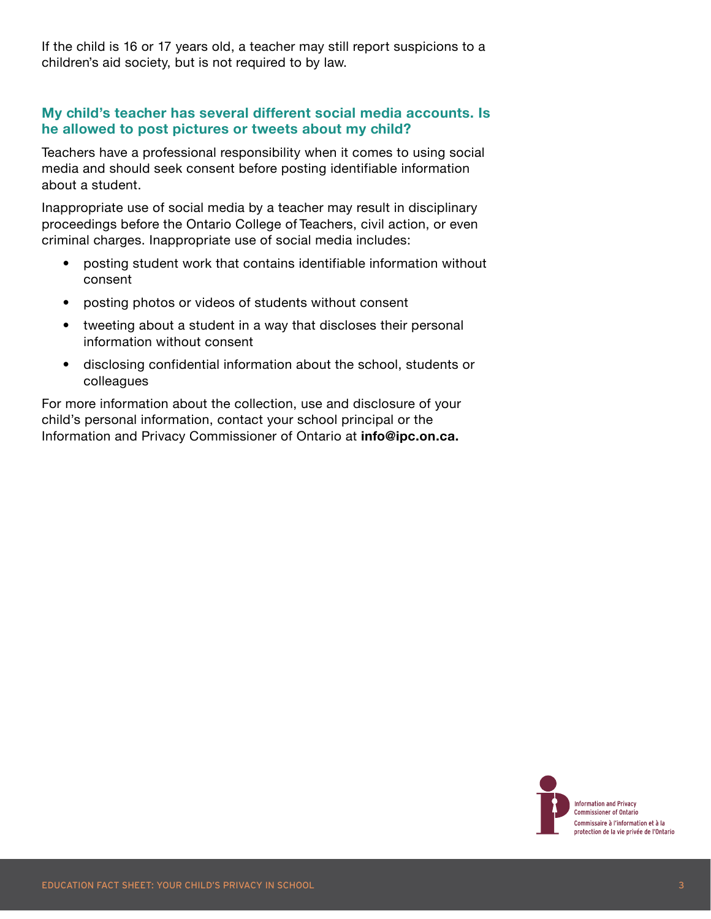If the child is 16 or 17 years old, a teacher may still report suspicions to a children's aid society, but is not required to by law.

### My child's teacher has several different social media accounts. Is he allowed to post pictures or tweets about my child?

Teachers have a professional responsibility when it comes to using social media and should seek consent before posting identifiable information about a student.

Inappropriate use of social media by a teacher may result in disciplinary proceedings before the Ontario College of Teachers, civil action, or even criminal charges. Inappropriate use of social media includes:

- posting student work that contains identifiable information without consent
- posting photos or videos of students without consent
- tweeting about a student in a way that discloses their personal information without consent
- disclosing confidential information about the school, students or colleagues

For more information about the collection, use and disclosure of your child's personal information, contact your school principal or the Information and Privacy Commissioner of Ontario at **info@ipc.on.ca.**

Information and Privacy Commissioner of Ontario
Commissaire à l'information et à la protection de la vie privée de l'Ontario